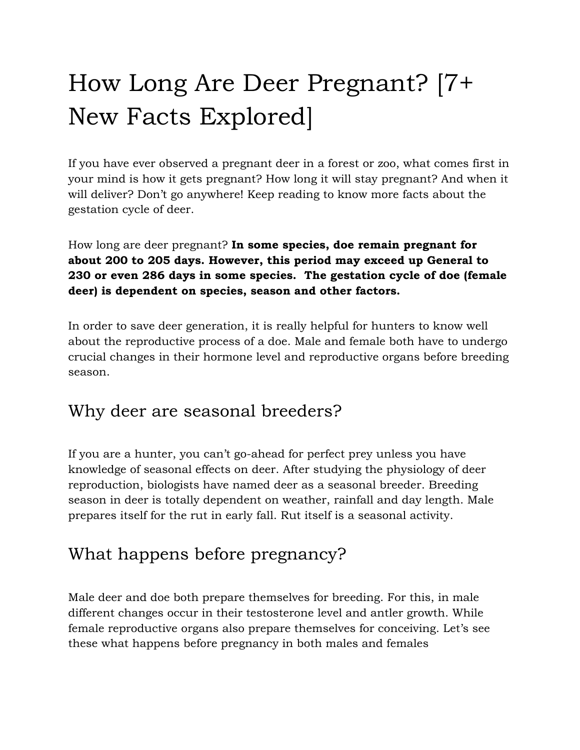# How Long Are Deer Pregnant? [7+ New Facts Explored]

If you have ever observed a pregnant deer in a forest or zoo, what comes first in your mind is how it gets pregnant? How long it will stay pregnant? And when it will deliver? Don't go anywhere! Keep reading to know more facts about the gestation cycle of deer.

How long are deer pregnant? **In some species, doe remain pregnant for about 200 to 205 days. However, this period may exceed up General to 230 or even 286 days in some species. The gestation cycle of doe (female deer) is dependent on species, season and other factors.**

In order to save deer generation, it is really helpful for hunters to know well about the reproductive process of a doe. Male and female both have to undergo crucial changes in their hormone level and reproductive organs before breeding season.

## Why deer are seasonal breeders?

If you are a hunter, you can't go-ahead for perfect prey unless you have knowledge of seasonal effects on deer. After studying the physiology of deer reproduction, biologists have named deer as a seasonal breeder. Breeding season in deer is totally dependent on weather, rainfall and day length. Male prepares itself for the rut in early fall. Rut itself is a seasonal activity.

## What happens before pregnancy?

Male deer and doe both prepare themselves for breeding. For this, in male different changes occur in their testosterone level and antler growth. While female reproductive organs also prepare themselves for conceiving. Let's see these what happens before pregnancy in both males and females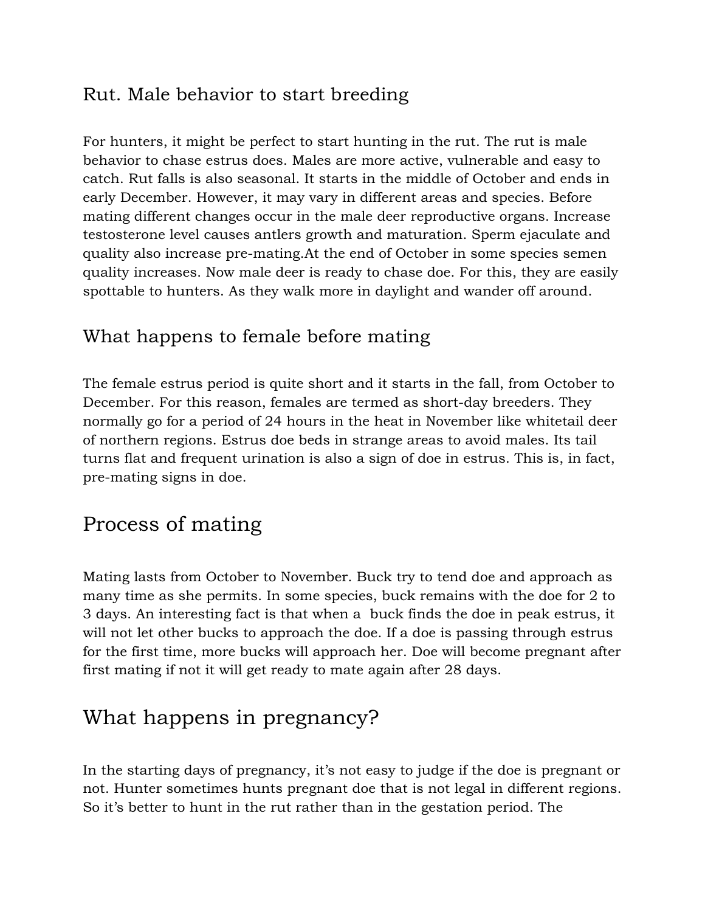## Rut. Male behavior to start breeding

For hunters, it might be perfect to start hunting in the rut. The rut is male behavior to chase estrus does. Males are more active, vulnerable and easy to catch. Rut falls is also seasonal. It starts in the middle of October and ends in early December. However, it may vary in different areas and species. Before mating different changes occur in the male deer reproductive organs. Increase testosterone level causes antlers growth and maturation. Sperm ejaculate and quality also increase pre-mating.At the end of October in some species semen quality increases. Now male deer is ready to chase doe. For this, they are easily spottable to hunters. As they walk more in daylight and wander off around.

## What happens to female before mating

The female estrus period is quite short and it starts in the fall, from October to December. For this reason, females are termed as short-day breeders. They normally go for a period of 24 hours in the heat in November like whitetail deer of northern regions. Estrus doe beds in strange areas to avoid males. Its tail turns flat and frequent urination is also a sign of doe in estrus. This is, in fact, pre-mating signs in doe.

# Process of mating

Mating lasts from October to November. Buck try to tend doe and approach as many time as she permits. In some species, buck remains with the doe for 2 to 3 days. An interesting fact is that when a buck finds the doe in peak estrus, it will not let other bucks to approach the doe. If a doe is passing through estrus for the first time, more bucks will approach her. Doe will become pregnant after first mating if not it will get ready to mate again after 28 days.

# What happens in pregnancy?

In the starting days of pregnancy, it's not easy to judge if the doe is pregnant or not. Hunter sometimes hunts pregnant doe that is not legal in different regions. So it's better to hunt in the rut rather than in the gestation period. The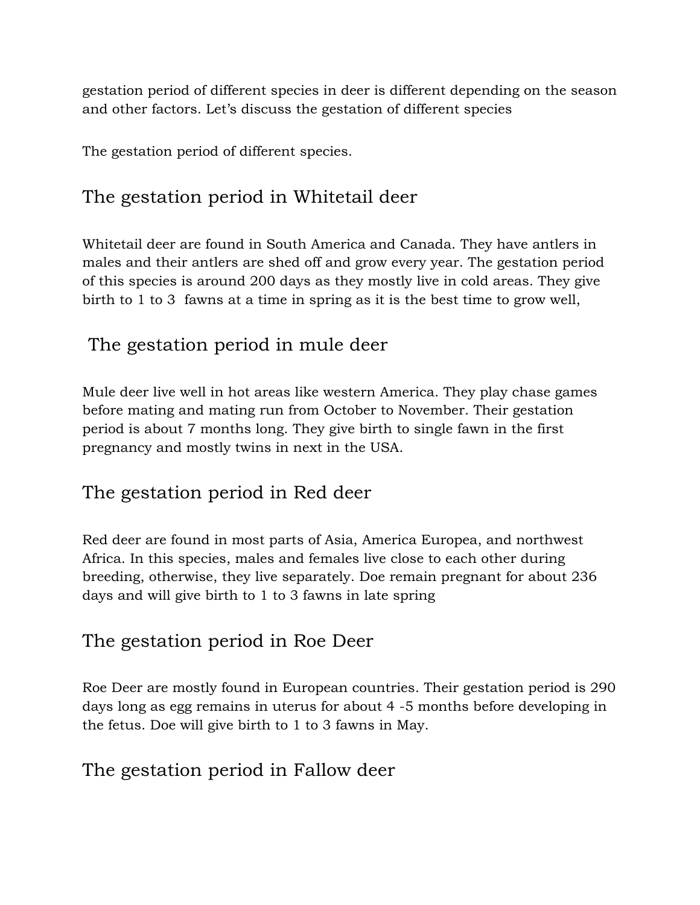gestation period of different species in deer is different depending on the season and other factors. Let's discuss the gestation of different species

The gestation period of different species.

## The gestation period in Whitetail deer

Whitetail deer are found in South America and Canada. They have antlers in males and their antlers are shed off and grow every year. The gestation period of this species is around 200 days as they mostly live in cold areas. They give birth to 1 to 3  fawns at a time in spring as it is the best time to grow well,

## The gestation period in mule deer

Mule deer live well in hot areas like western America. They play chase games before mating and mating run from October to November. Their gestation period is about 7 months long. They give birth to single fawn in the first pregnancy and mostly twins in next in the USA.

## The gestation period in Red deer

Red deer are found in most parts of Asia, America Europea, and northwest Africa. In this species, males and females live close to each other during breeding, otherwise, they live separately. Doe remain pregnant for about 236 days and will give birth to 1 to 3 fawns in late spring

## The gestation period in Roe Deer

Roe Deer are mostly found in European countries. Their gestation period is 290 days long as egg remains in uterus for about 4 -5 months before developing in the fetus. Doe will give birth to 1 to 3 fawns in May.

## The gestation period in Fallow deer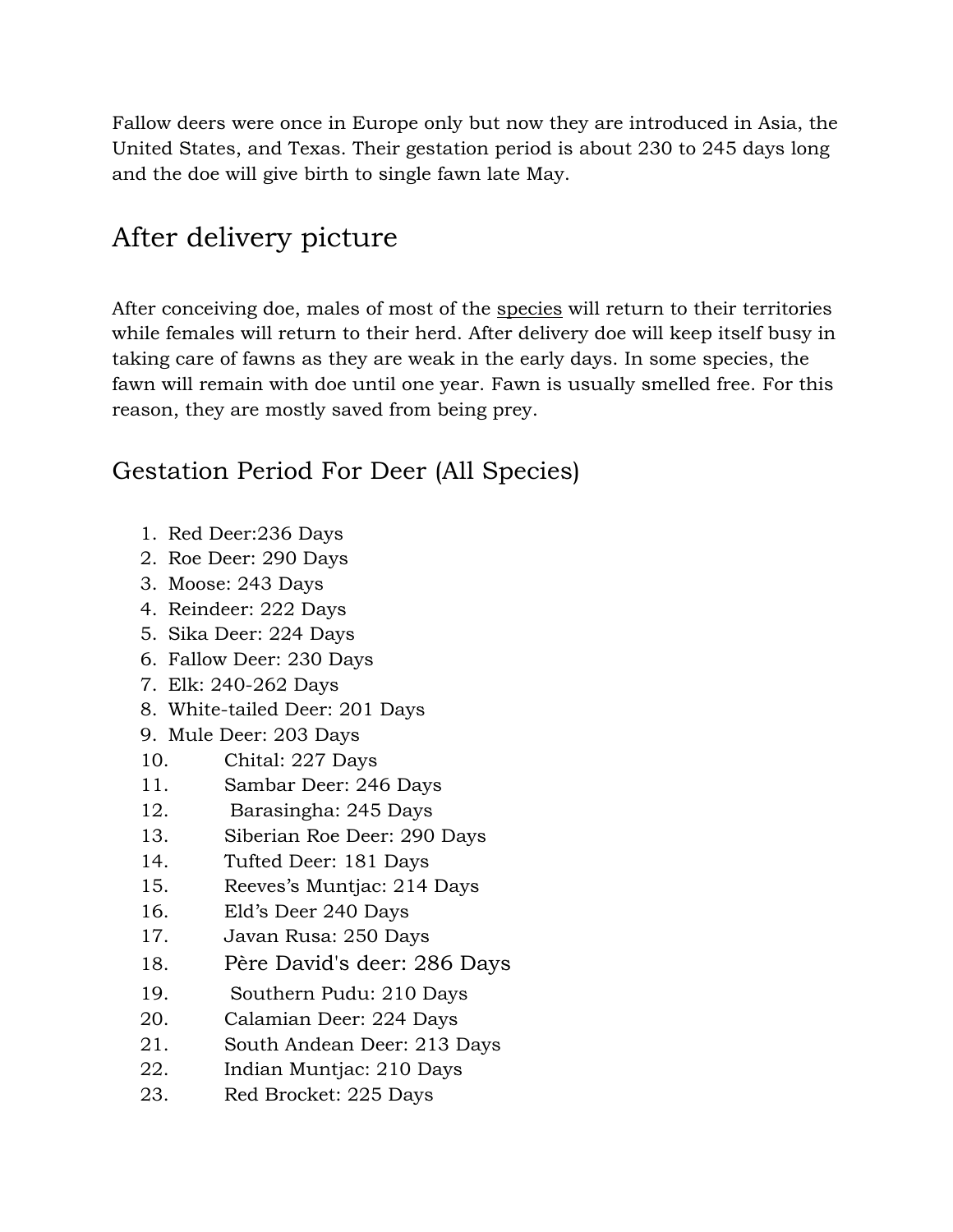Fallow deers were once in Europe only but now they are introduced in Asia, the United States, and Texas. Their gestation period is about 230 to 245 days long and the doe will give birth to single fawn late May.

## After delivery picture

After conceiving doe, males of most of the species will return to their territories while females will return to their herd. After delivery doe will keep itself busy in taking care of fawns as they are weak in the early days. In some species, the fawn will remain with doe until one year. Fawn is usually smelled free. For this reason, they are mostly saved from being prey.

### Gestation Period For Deer (All Species)

1. Red Deer:236 Days
2. Roe Deer: 290 Days
3. Moose: 243 Days
4. Reindeer: 222 Days
5. Sika Deer: 224 Days
6. Fallow Deer: 230 Days
7. Elk: 240-262 Days
8. White-tailed Deer: 201 Days
9. Mule Deer: 203 Days
10. Chital: 227 Days
11. Sambar Deer: 246 Days
12. Barasingha: 245 Days
13. Siberian Roe Deer: 290 Days
14. Tufted Deer: 181 Days
15. Reeves's Muntjac: 214 Days
16. Eld's Deer 240 Days
17. Javan Rusa: 250 Days
18. Père David's deer: 286 Days
19. Southern Pudu: 210 Days
20. Calamian Deer: 224 Days
21. South Andean Deer: 213 Days
22. Indian Muntjac: 210 Days
23. Red Brocket: 225 Days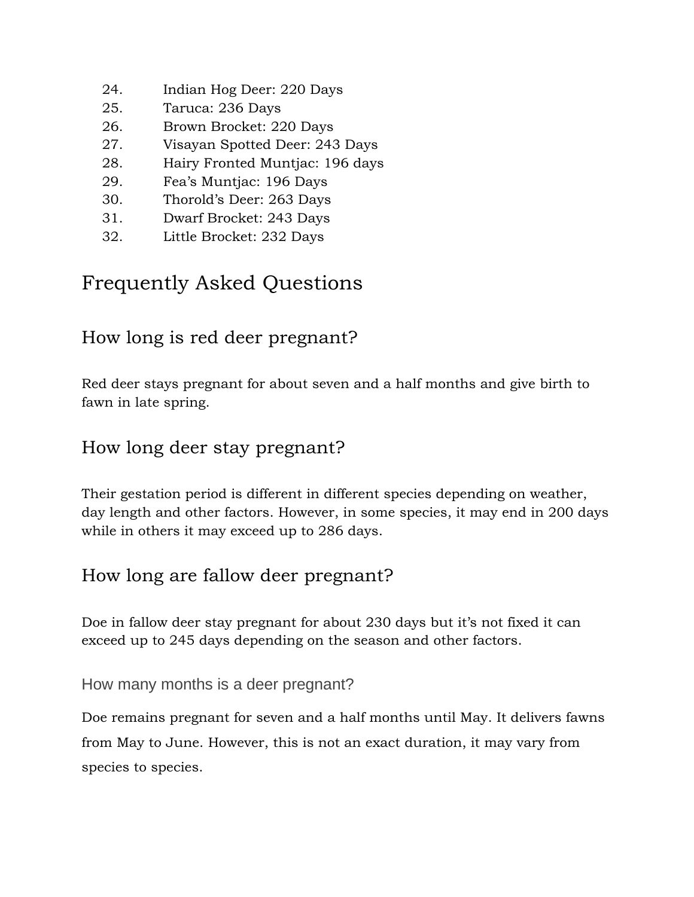24. Indian Hog Deer: 220 Days
25. Taruca: 236 Days
26. Brown Brocket: 220 Days
27. Visayan Spotted Deer: 243 Days
28. Hairy Fronted Muntjac: 196 days
29. Fea's Muntjac: 196 Days
30. Thorold's Deer: 263 Days
31. Dwarf Brocket: 243 Days
32. Little Brocket: 232 Days

# Frequently Asked Questions

## How long is red deer pregnant?

Red deer stays pregnant for about seven and a half months and give birth to fawn in late spring.

## How long deer stay pregnant?

Their gestation period is different in different species depending on weather, day length and other factors. However, in some species, it may end in 200 days while in others it may exceed up to 286 days.

## How long are fallow deer pregnant?

Doe in fallow deer stay pregnant for about 230 days but it's not fixed it can exceed up to 245 days depending on the season and other factors.

### How many months is a deer pregnant?

Doe remains pregnant for seven and a half months until May. It delivers fawns from May to June. However, this is not an exact duration, it may vary from species to species.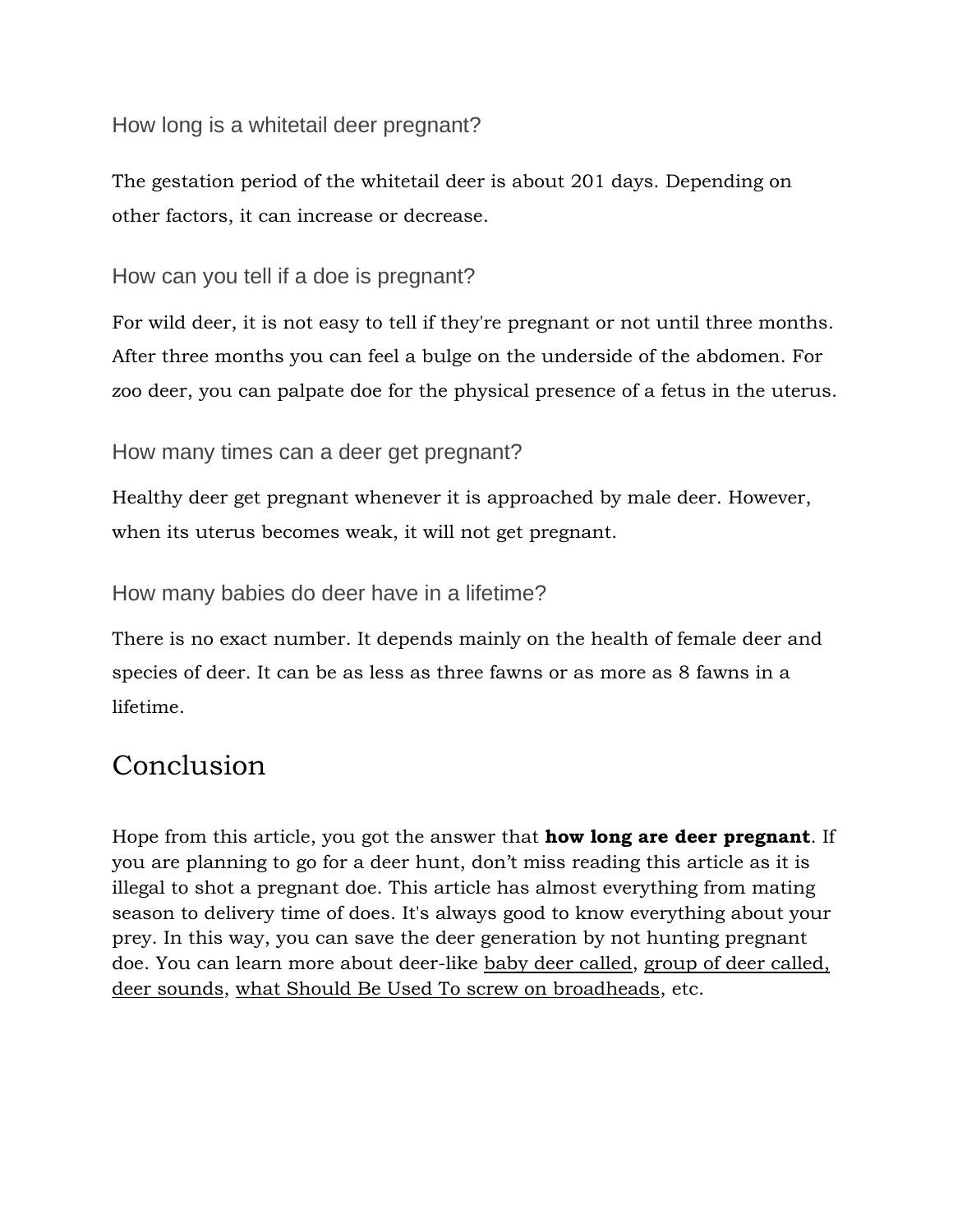### How long is a whitetail deer pregnant?

The gestation period of the whitetail deer is about 201 days. Depending on other factors, it can increase or decrease.

### How can you tell if a doe is pregnant?

For wild deer, it is not easy to tell if they're pregnant or not until three months. After three months you can feel a bulge on the underside of the abdomen. For zoo deer, you can palpate doe for the physical presence of a fetus in the uterus.

### How many times can a deer get pregnant?

Healthy deer get pregnant whenever it is approached by male deer. However, when its uterus becomes weak, it will not get pregnant.

### How many babies do deer have in a lifetime?

There is no exact number. It depends mainly on the health of female deer and species of deer. It can be as less as three fawns or as more as 8 fawns in a lifetime.

## Conclusion

Hope from this article, you got the answer that **how long are deer pregnant**. If you are planning to go for a deer hunt, don't miss reading this article as it is illegal to shot a pregnant doe. This article has almost everything from mating season to delivery time of does. It's always good to know everything about your prey. In this way, you can save the deer generation by not hunting pregnant doe. You can learn more about deer-like baby deer called, group of deer called, deer sounds, what Should Be Used To screw on broadheads, etc.